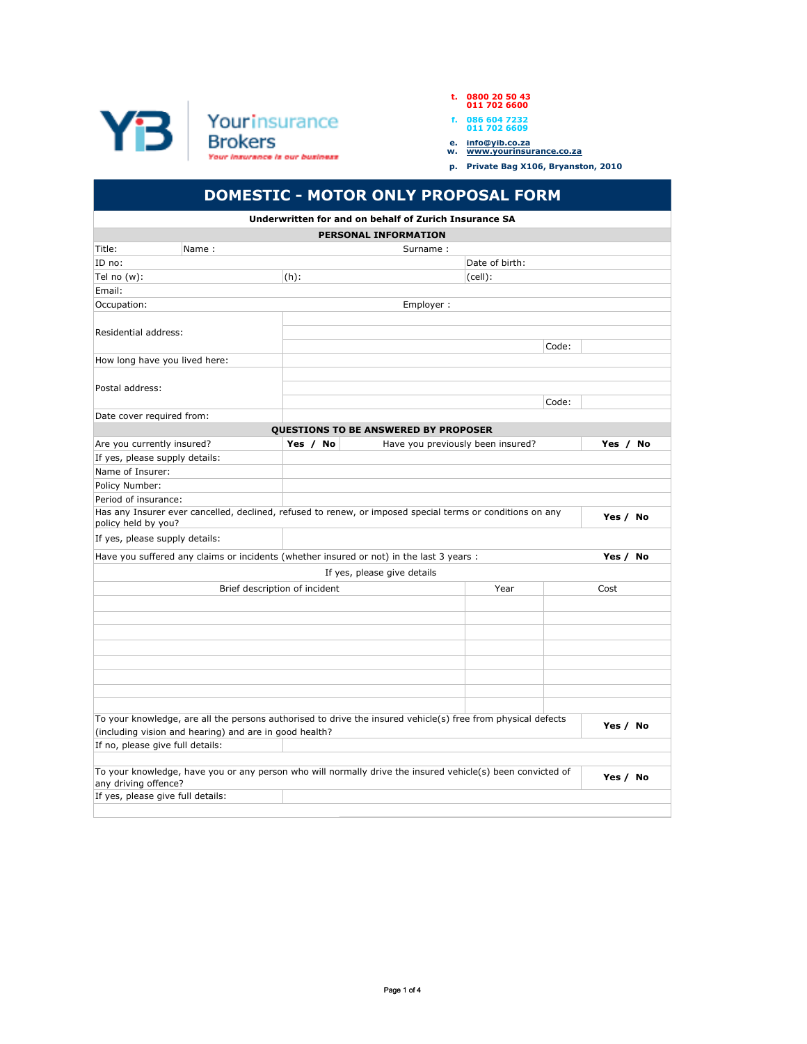YiB Yourinsurance Brokers
*Your insurance is our business*

t. 0800 20 50 43
011 702 6600

f. 086 604 7232
011 702 6609

e. info@yib.co.za
w. www.yourinsurance.co.za

p. Private Bag X106, Bryanston, 2010

# DOMESTIC - MOTOR ONLY PROPOSAL FORM

**Underwritten for and on behalf of Zurich Insurance SA**

## PERSONAL INFORMATION

| | | | |
|---|---|---|---|
| Title: | Name : | Surname : | |
| ID no: | | Date of birth: | |
| Tel no (w): | (h): | (cell): | |
| Email: | | | |
| Occupation: | | Employer : | |
| Residential address: | | | |
| | | Code: | |
| How long have you lived here: | | | |
| Postal address: | | | |
| | | Code: | |
| Date cover required from: | | | |

## QUESTIONS TO BE ANSWERED BY PROPOSER

| | | | |
|---|---|---|---|
| Are you currently insured? | **Yes / No** | Have you previously been insured? | **Yes / No** |
| If yes, please supply details: | | | |
| Name of Insurer: | | | |
| Policy Number: | | | |
| Period of insurance: | | | |
| Has any Insurer ever cancelled, declined, refused to renew, or imposed special terms or conditions on any policy held by you? | | | **Yes / No** |
| If yes, please supply details: | | | |
| Have you suffered any claims or incidents (whether insured or not) in the last 3 years : | | | **Yes / No** |

If yes, please give details

| Brief description of incident | Year | Cost |
|---|---|---|
| | | |
| | | |
| | | |
| | | |
| | | |
| | | |
| | | |

| | |
|---|---|
| To your knowledge, are all the persons authorised to drive the insured vehicle(s) free from physical defects (including vision and hearing) and are in good health? | **Yes / No** |
| If no, please give full details: | |
| | |
| To your knowledge, have you or any person who will normally drive the insured vehicle(s) been convicted of any driving offence? | **Yes / No** |
| If yes, please give full details: | |
| | |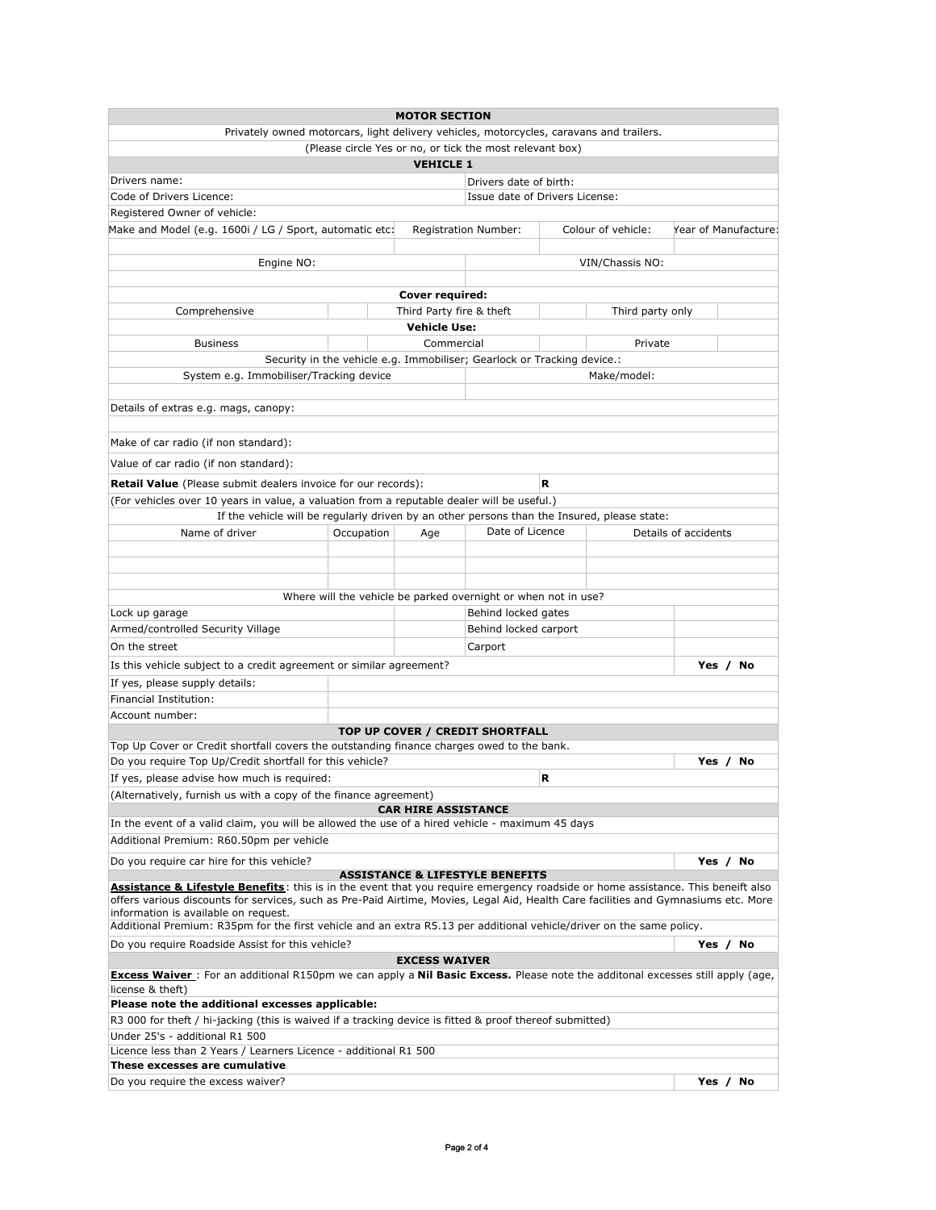## MOTOR SECTION

Privately owned motorcars, light delivery vehicles, motorcycles, caravans and trailers.

(Please circle Yes or no, or tick the most relevant box)

### VEHICLE 1

| Drivers name: | Drivers date of birth: |
|---|---|
| Code of Drivers Licence: | Issue date of Drivers License: |
| Registered Owner of vehicle: | |

| Make and Model (e.g. 1600i / LG / Sport, automatic etc: | Registration Number: | Colour of vehicle: | Year of Manufacture: |
|---|---|---|---|
| | | | |

| Engine NO: | VIN/Chassis NO: |
|---|---|
| | |

**Cover required:**

| Comprehensive | | Third Party fire & theft | | Third party only | |
|---|---|---|---|---|---|

**Vehicle Use:**

| Business | | Commercial | | Private | |
|---|---|---|---|---|---|

Security in the vehicle e.g. Immobiliser; Gearlock or Tracking device.:

| System e.g. Immobiliser/Tracking device | Make/model: |
|---|---|
| | |

Details of extras e.g. mags, canopy:

Make of car radio (if non standard):

Value of car radio (if non standard):

**Retail Value** (Please submit dealers invoice for our records): **R**

(For vehicles over 10 years in value, a valuation from a reputable dealer will be useful.)

If the vehicle will be regularly driven by an other persons than the Insured, please state:

| Name of driver | Occupation | Age | Date of Licence | Details of accidents |
|---|---|---|---|---|
| | | | | |
| | | | | |
| | | | | |

Where will the vehicle be parked overnight or when not in use?

| | | | |
|---|---|---|---|
| Lock up garage | | Behind locked gates | |
| Armed/controlled Security Village | | Behind locked carport | |
| On the street | | Carport | |

| | |
|---|---|
| Is this vehicle subject to a credit agreement or similar agreement? | **Yes / No** |

| | |
|---|---|
| If yes, please supply details: | |
| Financial Institution: | |
| Account number: | |

### TOP UP COVER / CREDIT SHORTFALL

Top Up Cover or Credit shortfall covers the outstanding finance charges owed to the bank.

| | |
|---|---|
| Do you require Top Up/Credit shortfall for this vehicle? | **Yes / No** |
| If yes, please advise how much is required: | **R** |

(Alternatively, furnish us with a copy of the finance agreement)

### CAR HIRE ASSISTANCE

In the event of a valid claim, you will be allowed the use of a hired vehicle - maximum 45 days

Additional Premium: R60.50pm per vehicle

| | |
|---|---|
| Do you require car hire for this vehicle? | **Yes / No** |

### ASSISTANCE & LIFESTYLE BENEFITS

**Assistance & Lifestyle Benefits**: this is in the event that you require emergency roadside or home assistance. This beneift also offers various discounts for services, such as Pre-Paid Airtime, Movies, Legal Aid, Health Care facilities and Gymnasiums etc. More information is available on request.

Additional Premium: R35pm for the first vehicle and an extra R5.13 per additional vehicle/driver on the same policy.

| | |
|---|---|
| Do you require Roadside Assist for this vehicle? | **Yes / No** |

### EXCESS WAIVER

**Excess Waiver** : For an additional R150pm we can apply a **Nil Basic Excess.** Please note the additonal excesses still apply (age, license & theft)

**Please note the additional excesses applicable:**

R3 000 for theft / hi-jacking (this is waived if a tracking device is fitted & proof thereof submitted)

Under 25's - additional R1 500

Licence less than 2 Years / Learners Licence - additional R1 500

**These excesses are cumulative**

| | |
|---|---|
| Do you require the excess waiver? | **Yes / No** |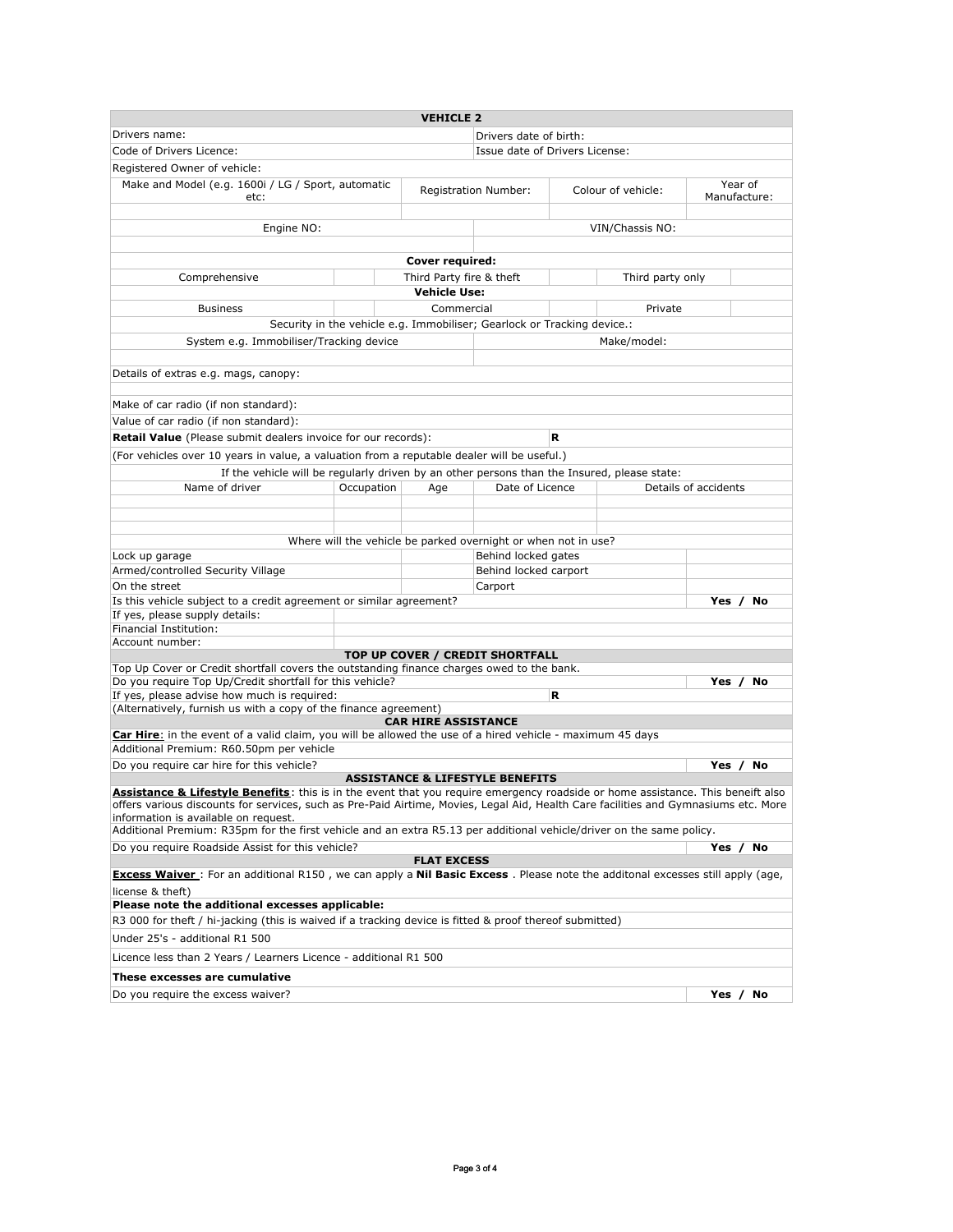## VEHICLE 2

| | |
|---|---|
| Drivers name: | Drivers date of birth: |
| Code of Drivers Licence: | Issue date of Drivers License: |
| Registered Owner of vehicle: | |

| Make and Model (e.g. 1600i / LG / Sport, automatic etc: | Registration Number: | Colour of vehicle: | Year of Manufacture: |
|---|---|---|---|
| | | | |

| Engine NO: | VIN/Chassis NO: |
|---|---|
| | |

**Cover required:**

| Comprehensive | | Third Party fire & theft | | Third party only | |
|---|---|---|---|---|---|

**Vehicle Use:**

| Business | | Commercial | | Private | |
|---|---|---|---|---|---|

Security in the vehicle e.g. Immobiliser; Gearlock or Tracking device.:

| System e.g. Immobiliser/Tracking device | Make/model: |
|---|---|
| | |

Details of extras e.g. mags, canopy:

Make of car radio (if non standard):

Value of car radio (if non standard):

**Retail Value** (Please submit dealers invoice for our records): **R**

(For vehicles over 10 years in value, a valuation from a reputable dealer will be useful.)

If the vehicle will be regularly driven by an other persons than the Insured, please state:

| Name of driver | Occupation | Age | Date of Licence | Details of accidents |
|---|---|---|---|---|
| | | | | |
| | | | | |
| | | | | |

Where will the vehicle be parked overnight or when not in use?

| | | | |
|---|---|---|---|
| Lock up garage | | Behind locked gates | |
| Armed/controlled Security Village | | Behind locked carport | |
| On the street | | Carport | |

| | |
|---|---|
| Is this vehicle subject to a credit agreement or similar agreement? | **Yes / No** |
| If yes, please supply details: | |
| Financial Institution: | |
| Account number: | |

### TOP UP COVER / CREDIT SHORTFALL

Top Up Cover or Credit shortfall covers the outstanding finance charges owed to the bank.

Do you require Top Up/Credit shortfall for this vehicle? **Yes / No**

If yes, please advise how much is required: **R**

(Alternatively, furnish us with a copy of the finance agreement)

### CAR HIRE ASSISTANCE

**Car Hire**: in the event of a valid claim, you will be allowed the use of a hired vehicle - maximum 45 days

Additional Premium: R60.50pm per vehicle

Do you require car hire for this vehicle? **Yes / No**

### ASSISTANCE & LIFESTYLE BENEFITS

**Assistance & Lifestyle Benefits**: this is in the event that you require emergency roadside or home assistance. This beneift also offers various discounts for services, such as Pre-Paid Airtime, Movies, Legal Aid, Health Care facilities and Gymnasiums etc. More information is available on request.

Additional Premium: R35pm for the first vehicle and an extra R5.13 per additional vehicle/driver on the same policy.

Do you require Roadside Assist for this vehicle? **Yes / No**

### FLAT EXCESS

**Excess Waiver** : For an additional R150 , we can apply a **Nil Basic Excess** . Please note the additonal excesses still apply (age, license & theft)

**Please note the additional excesses applicable:**

R3 000 for theft / hi-jacking (this is waived if a tracking device is fitted & proof thereof submitted)

Under 25's - additional R1 500

Licence less than 2 Years / Learners Licence - additional R1 500

**These excesses are cumulative**

Do you require the excess waiver? **Yes / No**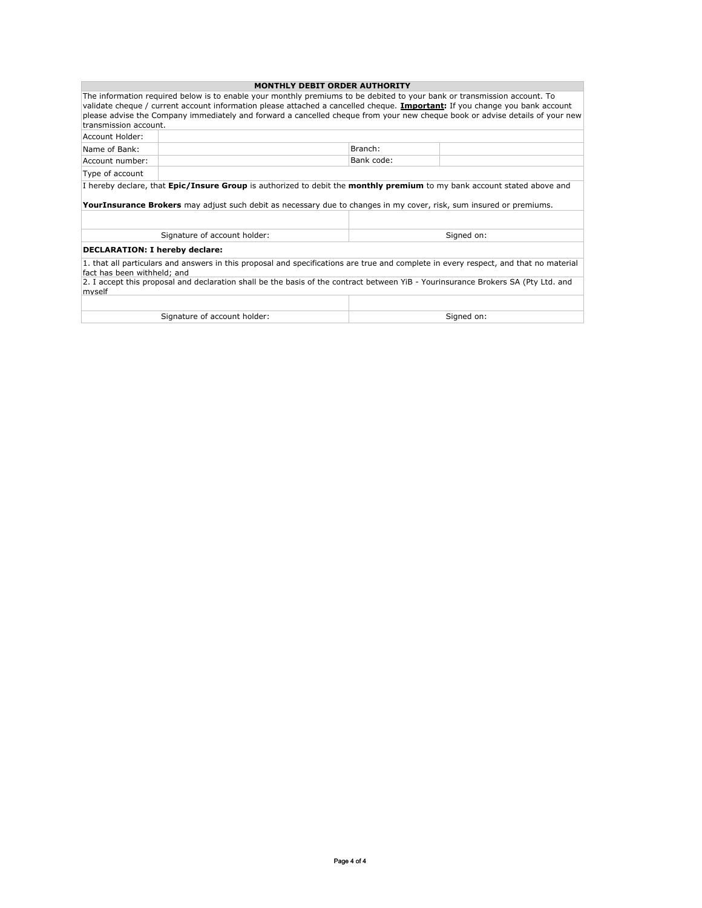## MONTHLY DEBIT ORDER AUTHORITY

The information required below is to enable your monthly premiums to be debited to your bank or transmission account. To validate cheque / current account information please attached a cancelled cheque. **Important:** If you change you bank account please advise the Company immediately and forward a cancelled cheque from your new cheque book or advise details of your new transmission account.

| | | | |
|---|---|---|---|
| Account Holder: | | | |
| Name of Bank: | | Branch: | |
| Account number: | | Bank code: | |
| Type of account | | | |

I hereby declare, that **Epic/Insure Group** is authorized to debit the **monthly premium** to my bank account stated above and

**YourInsurance Brokers** may adjust such debit as necessary due to changes in my cover, risk, sum insured or premiums.

| | |
|---|---|
| | |
| Signature of account holder: | Signed on: |

**DECLARATION: I hereby declare:**

1. that all particulars and answers in this proposal and specifications are true and complete in every respect, and that no material fact has been withheld; and
2. I accept this proposal and declaration shall be the basis of the contract between YiB - Yourinsurance Brokers SA (Pty Ltd. and myself

| | |
|---|---|
| | |
| Signature of account holder: | Signed on: |